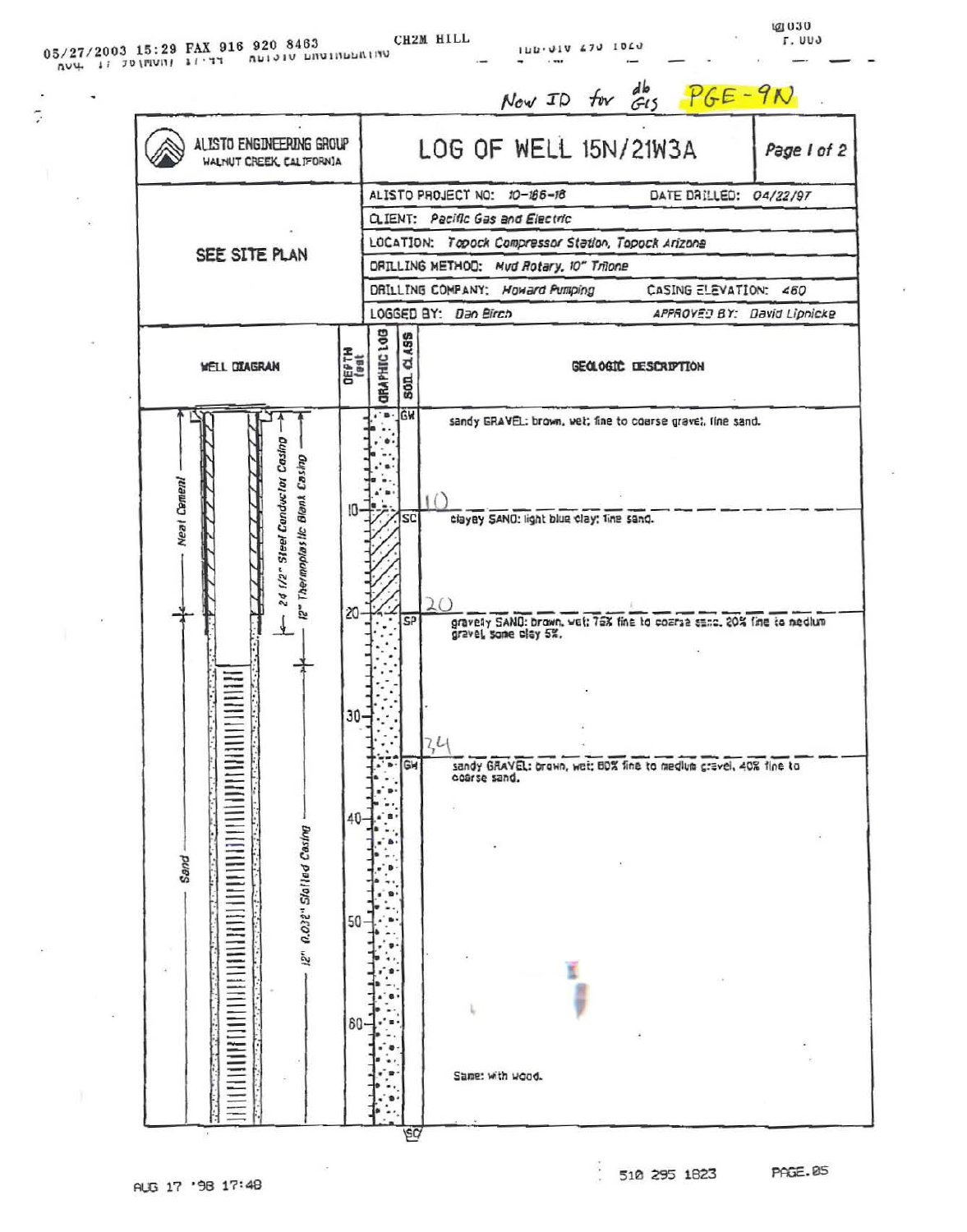Now ID for db GIS PGE-9N

# LOG OF WELL 15N/21W3A

ALISTO ENGINEERING GROUP
WALNUT CREEK, CALIFORNIA

SEE SITE PLAN

| | |
|---|---|
| ALISTO PROJECT NO: 10-186-18 | DATE DRILLED: 04/22/97 |
| CLIENT: Pacific Gas and Electric | |
| LOCATION: Topock Compressor Station, Topock Arizona | |
| DRILLING METHOD: Mud Rotary, 10" Trilone | |
| DRILLING COMPANY: Howard Pumping | CASING ELEVATION: 460 |
| LOGGED BY: Dan Birch | APPROVED BY: David Lipnicke |

**WELL DIAGRAM**

- Neat Cement
- 24 1/2" Steel Conductor Casing
- 12" Thermoplastic Blank Casing
- Sand
- 12" 0.032" Slotted Casing

| DEPTH feet | SOIL CLASS | GEOLOGIC DESCRIPTION |
|---|---|---|
| 0 | GW | sandy GRAVEL: brown, wet; fine to coarse gravel; fine sand. |
| 10 | SC | clayey SAND: light blue clay; fine sand. |
| 20 | SP | gravelly SAND: brown, wet; 75% fine to coarse sand, 20% fine to medium gravel, some clay 5%. |
| 34 | GW | sandy GRAVEL: brown, wet; 60% fine to medium gravel, 40% fine to coarse sand. |
| | | Same: with wood. |
| | SC | |

05/27/2003 15:29 FAX 916 920 8463 CH2M HILL

AUG 17 '98 17:48 510 295 1823 PAGE.05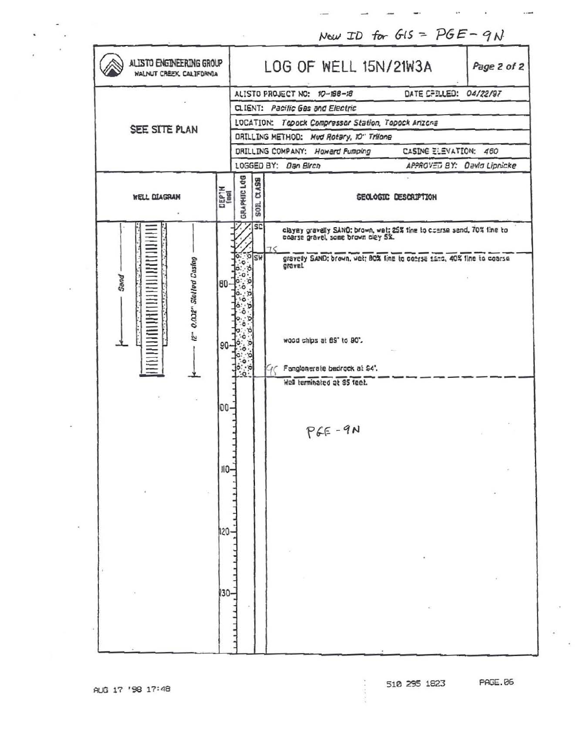New ID for GIS = PGE-9N

# ALISTO ENGINEERING GROUP
WALNUT CREEK, CALIFORNIA

## LOG OF WELL 15N/21W3A

Page 2 of 2

| | |
|---|---|
| ALISTO PROJECT NO: 10-188-18 | DATE DRILLED: 04/22/97 |
| CLIENT: Pacific Gas and Electric | |
| LOCATION: Topock Compressor Station, Topock Arizona | |
| DRILLING METHOD: Mud Rotary, 10" Trilone | |
| DRILLING COMPANY: Howard Pumping | CASING ELEVATION: 460 |
| LOGGED BY: Dan Birch | APPROVED BY: David Lipnicke |

SEE SITE PLAN

WELL DIAGRAM: Sand; 12" 0.032" Slotted Casing

| DEPTH (feet) | SOIL CLASS | GEOLOGIC DESCRIPTION |
|---|---|---|
| | SC | clayey gravelly SAND: brown, wet; 25% fine to coarse sand, 70% fine to coarse gravel, some brown clay 5%. |
| 75 | SW | gravelly SAND: brown, wet; 80% fine to coarse sand, 40% fine to coarse gravel. |
| | | wood chips at 85' to 90'. |
| 95 | | Fanglomerate bedrock at 94'. |
| | | Well terminated at 95 feet. |

Depth scale: 80, 90, 100, 110, 120, 130

PGE-9N

AUG 17 '98 17:48 510 295 1823 PAGE.06